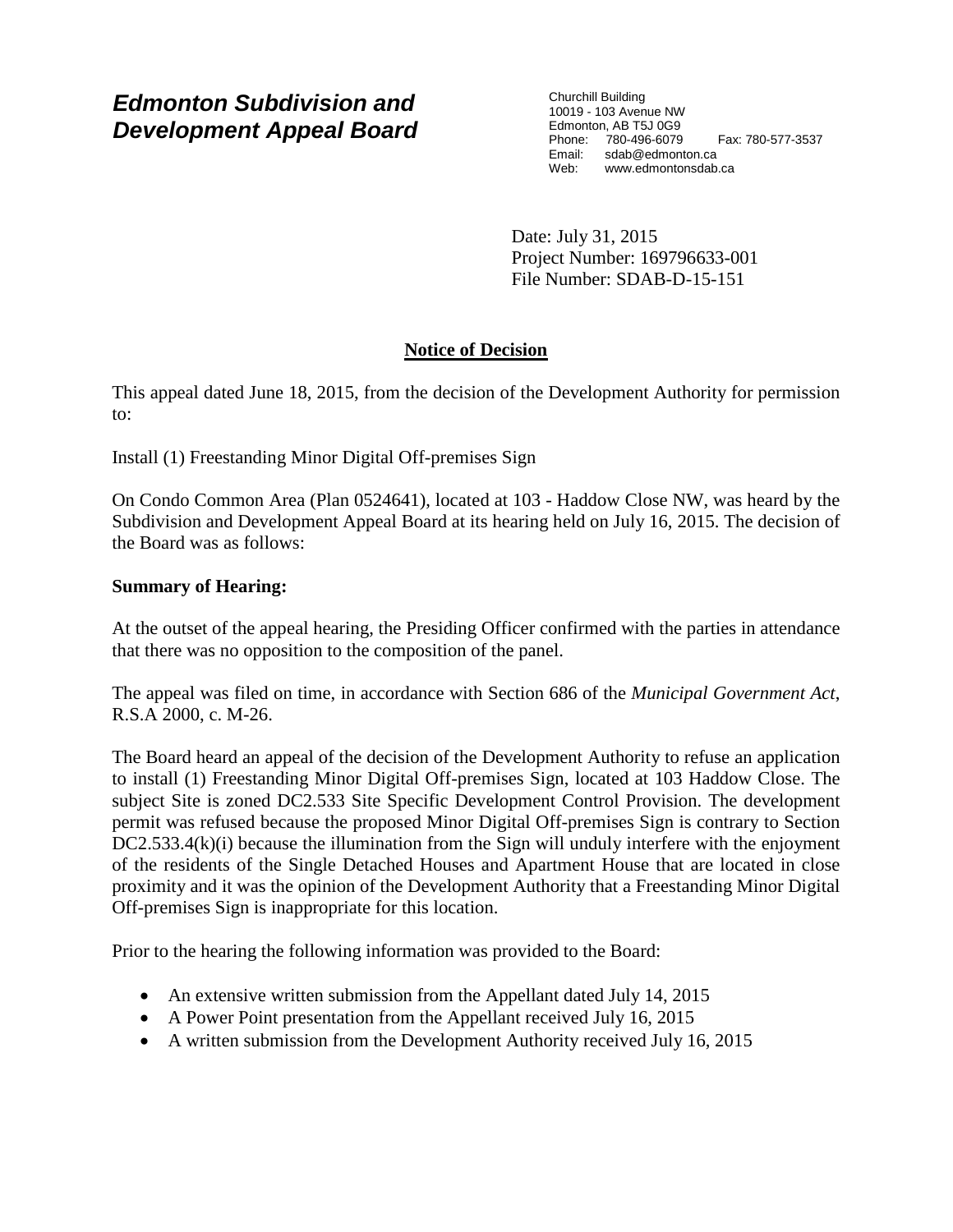# *Edmonton Subdivision and Development Appeal Board*

Churchill Building
10019 - 103 Avenue NW
Edmonton, AB T5J 0G9
Phone: 780-496-6079 Fax: 780-577-3537
Email: sdab@edmonton.ca
Web: www.edmontonsdab.ca

Date: July 31, 2015
Project Number: 169796633-001
File Number: SDAB-D-15-151

## Notice of Decision

This appeal dated June 18, 2015, from the decision of the Development Authority for permission to:

Install (1) Freestanding Minor Digital Off-premises Sign

On Condo Common Area (Plan 0524641), located at 103 - Haddow Close NW, was heard by the Subdivision and Development Appeal Board at its hearing held on July 16, 2015. The decision of the Board was as follows:

**Summary of Hearing:**

At the outset of the appeal hearing, the Presiding Officer confirmed with the parties in attendance that there was no opposition to the composition of the panel.

The appeal was filed on time, in accordance with Section 686 of the *Municipal Government Act*, R.S.A 2000, c. M-26.

The Board heard an appeal of the decision of the Development Authority to refuse an application to install (1) Freestanding Minor Digital Off-premises Sign, located at 103 Haddow Close. The subject Site is zoned DC2.533 Site Specific Development Control Provision. The development permit was refused because the proposed Minor Digital Off-premises Sign is contrary to Section DC2.533.4(k)(i) because the illumination from the Sign will unduly interfere with the enjoyment of the residents of the Single Detached Houses and Apartment House that are located in close proximity and it was the opinion of the Development Authority that a Freestanding Minor Digital Off-premises Sign is inappropriate for this location.

Prior to the hearing the following information was provided to the Board:

- An extensive written submission from the Appellant dated July 14, 2015
- A Power Point presentation from the Appellant received July 16, 2015
- A written submission from the Development Authority received July 16, 2015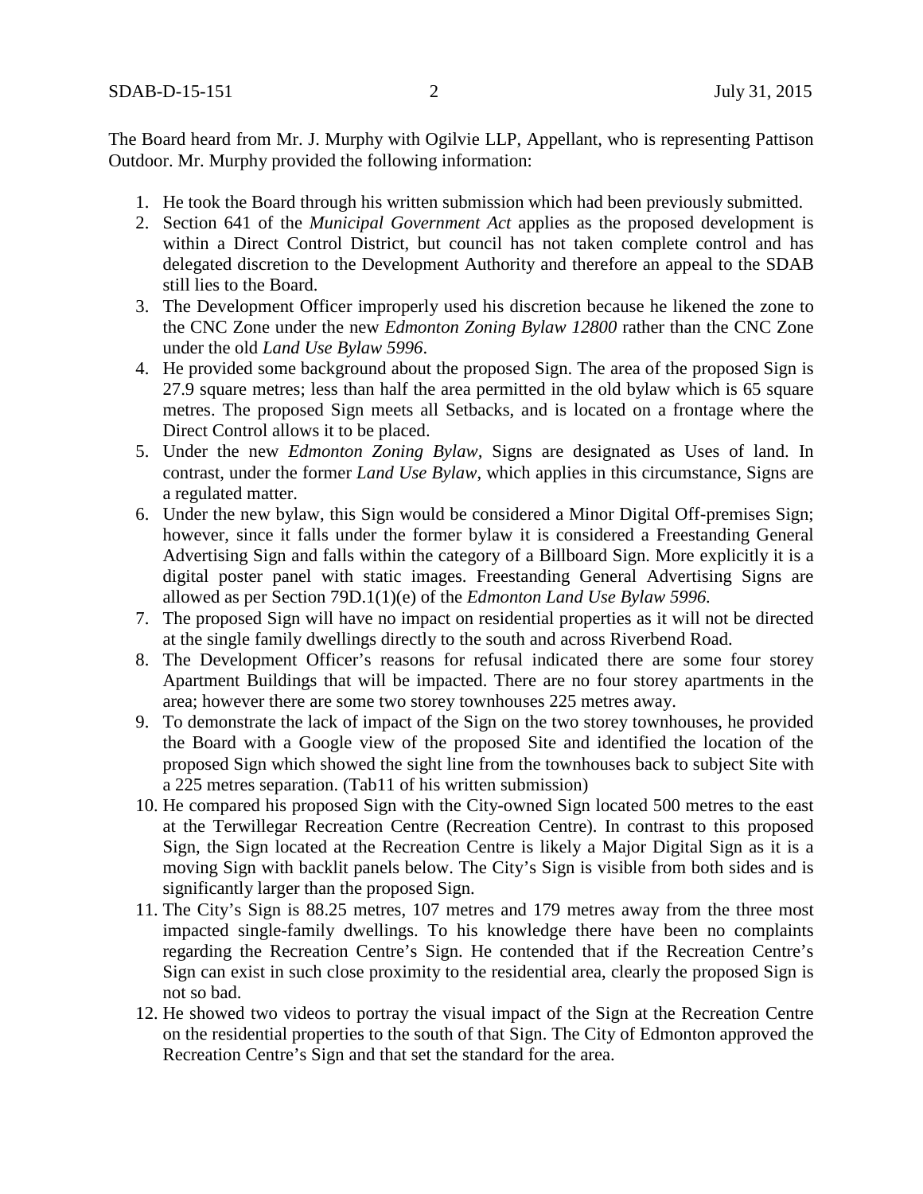The Board heard from Mr. J. Murphy with Ogilvie LLP, Appellant, who is representing Pattison Outdoor. Mr. Murphy provided the following information:

1. He took the Board through his written submission which had been previously submitted.
2. Section 641 of the *Municipal Government Act* applies as the proposed development is within a Direct Control District, but council has not taken complete control and has delegated discretion to the Development Authority and therefore an appeal to the SDAB still lies to the Board.
3. The Development Officer improperly used his discretion because he likened the zone to the CNC Zone under the new *Edmonton Zoning Bylaw 12800* rather than the CNC Zone under the old *Land Use Bylaw 5996*.
4. He provided some background about the proposed Sign. The area of the proposed Sign is 27.9 square metres; less than half the area permitted in the old bylaw which is 65 square metres. The proposed Sign meets all Setbacks, and is located on a frontage where the Direct Control allows it to be placed.
5. Under the new *Edmonton Zoning Bylaw*, Signs are designated as Uses of land. In contrast, under the former *Land Use Bylaw*, which applies in this circumstance, Signs are a regulated matter.
6. Under the new bylaw, this Sign would be considered a Minor Digital Off-premises Sign; however, since it falls under the former bylaw it is considered a Freestanding General Advertising Sign and falls within the category of a Billboard Sign. More explicitly it is a digital poster panel with static images. Freestanding General Advertising Signs are allowed as per Section 79D.1(1)(e) of the *Edmonton Land Use Bylaw 5996.*
7. The proposed Sign will have no impact on residential properties as it will not be directed at the single family dwellings directly to the south and across Riverbend Road.
8. The Development Officer's reasons for refusal indicated there are some four storey Apartment Buildings that will be impacted. There are no four storey apartments in the area; however there are some two storey townhouses 225 metres away.
9. To demonstrate the lack of impact of the Sign on the two storey townhouses, he provided the Board with a Google view of the proposed Site and identified the location of the proposed Sign which showed the sight line from the townhouses back to subject Site with a 225 metres separation. (Tab11 of his written submission)
10. He compared his proposed Sign with the City-owned Sign located 500 metres to the east at the Terwillegar Recreation Centre (Recreation Centre). In contrast to this proposed Sign, the Sign located at the Recreation Centre is likely a Major Digital Sign as it is a moving Sign with backlit panels below. The City's Sign is visible from both sides and is significantly larger than the proposed Sign.
11. The City's Sign is 88.25 metres, 107 metres and 179 metres away from the three most impacted single-family dwellings. To his knowledge there have been no complaints regarding the Recreation Centre's Sign. He contended that if the Recreation Centre's Sign can exist in such close proximity to the residential area, clearly the proposed Sign is not so bad.
12. He showed two videos to portray the visual impact of the Sign at the Recreation Centre on the residential properties to the south of that Sign. The City of Edmonton approved the Recreation Centre's Sign and that set the standard for the area.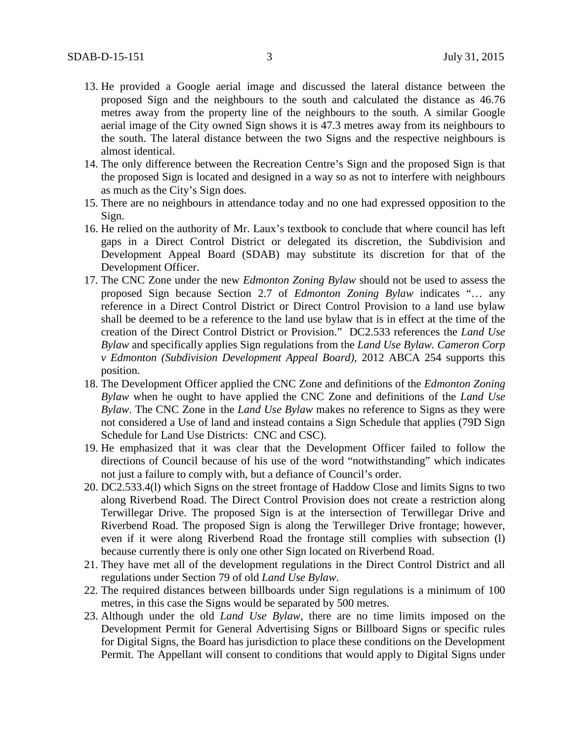13. He provided a Google aerial image and discussed the lateral distance between the proposed Sign and the neighbours to the south and calculated the distance as 46.76 metres away from the property line of the neighbours to the south. A similar Google aerial image of the City owned Sign shows it is 47.3 metres away from its neighbours to the south. The lateral distance between the two Signs and the respective neighbours is almost identical.
14. The only difference between the Recreation Centre's Sign and the proposed Sign is that the proposed Sign is located and designed in a way so as not to interfere with neighbours as much as the City's Sign does.
15. There are no neighbours in attendance today and no one had expressed opposition to the Sign.
16. He relied on the authority of Mr. Laux's textbook to conclude that where council has left gaps in a Direct Control District or delegated its discretion, the Subdivision and Development Appeal Board (SDAB) may substitute its discretion for that of the Development Officer.
17. The CNC Zone under the new *Edmonton Zoning Bylaw* should not be used to assess the proposed Sign because Section 2.7 of *Edmonton Zoning Bylaw* indicates "… any reference in a Direct Control District or Direct Control Provision to a land use bylaw shall be deemed to be a reference to the land use bylaw that is in effect at the time of the creation of the Direct Control District or Provision." DC2.533 references the *Land Use Bylaw* and specifically applies Sign regulations from the *Land Use Bylaw*. *Cameron Corp v Edmonton (Subdivision Development Appeal Board),* 2012 ABCA 254 supports this position.
18. The Development Officer applied the CNC Zone and definitions of the *Edmonton Zoning Bylaw* when he ought to have applied the CNC Zone and definitions of the *Land Use Bylaw*. The CNC Zone in the *Land Use Bylaw* makes no reference to Signs as they were not considered a Use of land and instead contains a Sign Schedule that applies (79D Sign Schedule for Land Use Districts: CNC and CSC).
19. He emphasized that it was clear that the Development Officer failed to follow the directions of Council because of his use of the word "notwithstanding" which indicates not just a failure to comply with, but a defiance of Council's order.
20. DC2.533.4(l) which Signs on the street frontage of Haddow Close and limits Signs to two along Riverbend Road. The Direct Control Provision does not create a restriction along Terwillegar Drive. The proposed Sign is at the intersection of Terwillegar Drive and Riverbend Road. The proposed Sign is along the Terwilleger Drive frontage; however, even if it were along Riverbend Road the frontage still complies with subsection (l) because currently there is only one other Sign located on Riverbend Road.
21. They have met all of the development regulations in the Direct Control District and all regulations under Section 79 of old *Land Use Bylaw*.
22. The required distances between billboards under Sign regulations is a minimum of 100 metres, in this case the Signs would be separated by 500 metres.
23. Although under the old *Land Use Bylaw*, there are no time limits imposed on the Development Permit for General Advertising Signs or Billboard Signs or specific rules for Digital Signs, the Board has jurisdiction to place these conditions on the Development Permit. The Appellant will consent to conditions that would apply to Digital Signs under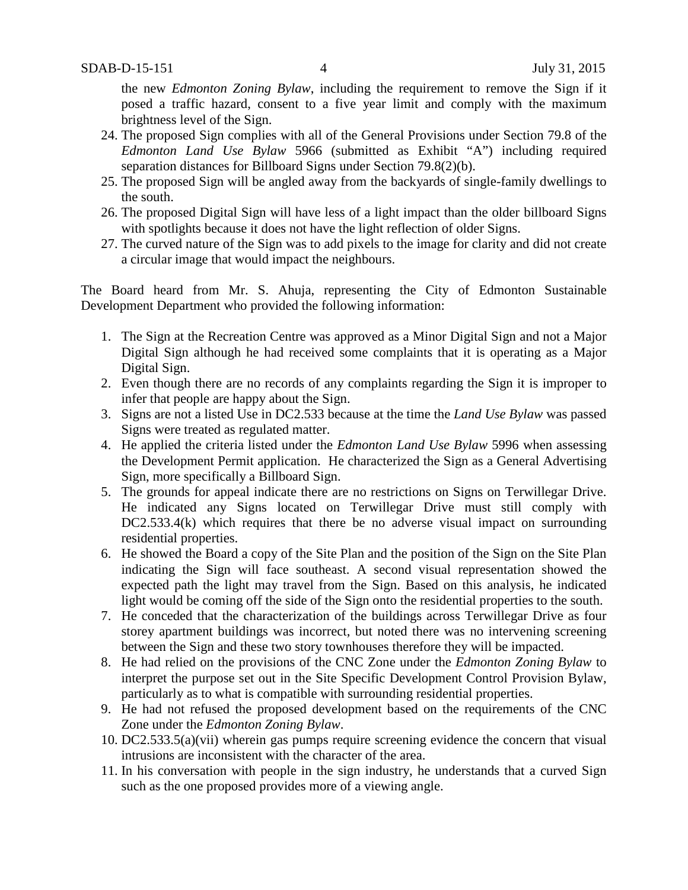the new *Edmonton Zoning Bylaw*, including the requirement to remove the Sign if it posed a traffic hazard, consent to a five year limit and comply with the maximum brightness level of the Sign.

24. The proposed Sign complies with all of the General Provisions under Section 79.8 of the *Edmonton Land Use Bylaw* 5966 (submitted as Exhibit "A") including required separation distances for Billboard Signs under Section 79.8(2)(b).
25. The proposed Sign will be angled away from the backyards of single-family dwellings to the south.
26. The proposed Digital Sign will have less of a light impact than the older billboard Signs with spotlights because it does not have the light reflection of older Signs.
27. The curved nature of the Sign was to add pixels to the image for clarity and did not create a circular image that would impact the neighbours.

The Board heard from Mr. S. Ahuja, representing the City of Edmonton Sustainable Development Department who provided the following information:

1. The Sign at the Recreation Centre was approved as a Minor Digital Sign and not a Major Digital Sign although he had received some complaints that it is operating as a Major Digital Sign.
2. Even though there are no records of any complaints regarding the Sign it is improper to infer that people are happy about the Sign.
3. Signs are not a listed Use in DC2.533 because at the time the *Land Use Bylaw* was passed Signs were treated as regulated matter.
4. He applied the criteria listed under the *Edmonton Land Use Bylaw* 5996 when assessing the Development Permit application. He characterized the Sign as a General Advertising Sign, more specifically a Billboard Sign.
5. The grounds for appeal indicate there are no restrictions on Signs on Terwillegar Drive. He indicated any Signs located on Terwillegar Drive must still comply with DC2.533.4(k) which requires that there be no adverse visual impact on surrounding residential properties.
6. He showed the Board a copy of the Site Plan and the position of the Sign on the Site Plan indicating the Sign will face southeast. A second visual representation showed the expected path the light may travel from the Sign. Based on this analysis, he indicated light would be coming off the side of the Sign onto the residential properties to the south.
7. He conceded that the characterization of the buildings across Terwillegar Drive as four storey apartment buildings was incorrect, but noted there was no intervening screening between the Sign and these two story townhouses therefore they will be impacted.
8. He had relied on the provisions of the CNC Zone under the *Edmonton Zoning Bylaw* to interpret the purpose set out in the Site Specific Development Control Provision Bylaw, particularly as to what is compatible with surrounding residential properties.
9. He had not refused the proposed development based on the requirements of the CNC Zone under the *Edmonton Zoning Bylaw*.
10. DC2.533.5(a)(vii) wherein gas pumps require screening evidence the concern that visual intrusions are inconsistent with the character of the area.
11. In his conversation with people in the sign industry, he understands that a curved Sign such as the one proposed provides more of a viewing angle.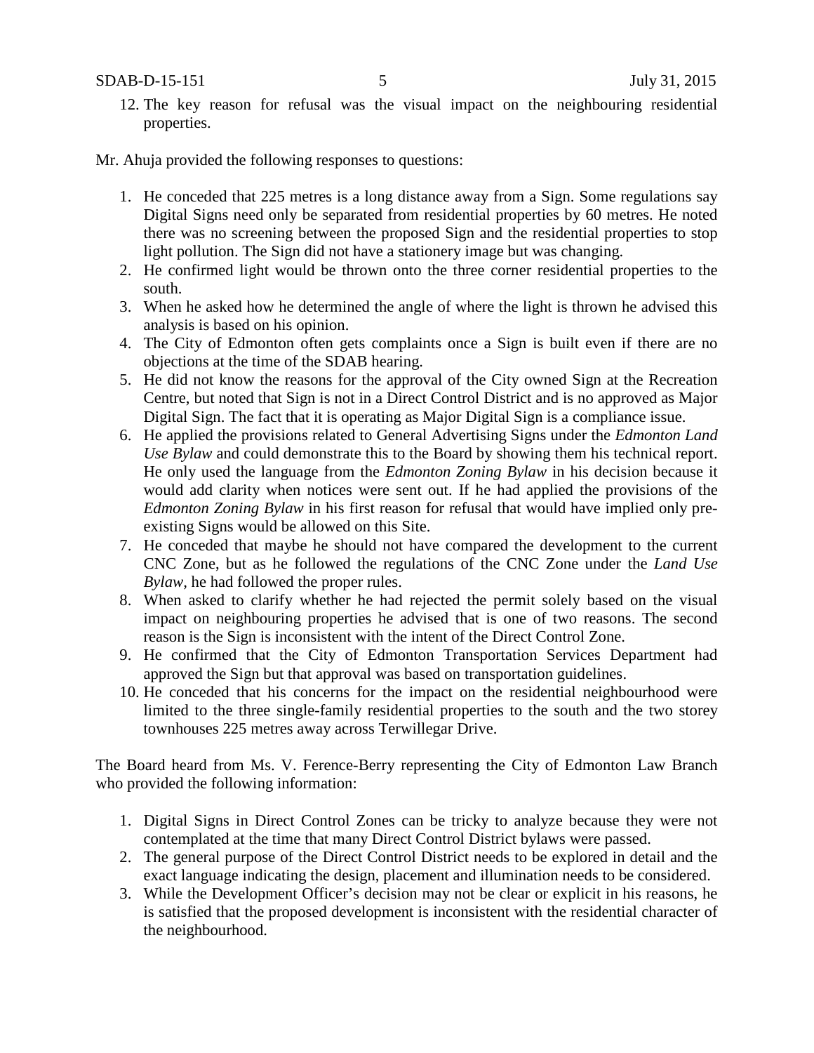12. The key reason for refusal was the visual impact on the neighbouring residential properties.

Mr. Ahuja provided the following responses to questions:

1. He conceded that 225 metres is a long distance away from a Sign. Some regulations say Digital Signs need only be separated from residential properties by 60 metres. He noted there was no screening between the proposed Sign and the residential properties to stop light pollution. The Sign did not have a stationery image but was changing.
2. He confirmed light would be thrown onto the three corner residential properties to the south.
3. When he asked how he determined the angle of where the light is thrown he advised this analysis is based on his opinion.
4. The City of Edmonton often gets complaints once a Sign is built even if there are no objections at the time of the SDAB hearing.
5. He did not know the reasons for the approval of the City owned Sign at the Recreation Centre, but noted that Sign is not in a Direct Control District and is no approved as Major Digital Sign. The fact that it is operating as Major Digital Sign is a compliance issue.
6. He applied the provisions related to General Advertising Signs under the *Edmonton Land Use Bylaw* and could demonstrate this to the Board by showing them his technical report. He only used the language from the *Edmonton Zoning Bylaw* in his decision because it would add clarity when notices were sent out. If he had applied the provisions of the *Edmonton Zoning Bylaw* in his first reason for refusal that would have implied only pre-existing Signs would be allowed on this Site.
7. He conceded that maybe he should not have compared the development to the current CNC Zone, but as he followed the regulations of the CNC Zone under the *Land Use Bylaw*, he had followed the proper rules.
8. When asked to clarify whether he had rejected the permit solely based on the visual impact on neighbouring properties he advised that is one of two reasons. The second reason is the Sign is inconsistent with the intent of the Direct Control Zone.
9. He confirmed that the City of Edmonton Transportation Services Department had approved the Sign but that approval was based on transportation guidelines.
10. He conceded that his concerns for the impact on the residential neighbourhood were limited to the three single-family residential properties to the south and the two storey townhouses 225 metres away across Terwillegar Drive.

The Board heard from Ms. V. Ference-Berry representing the City of Edmonton Law Branch who provided the following information:

1. Digital Signs in Direct Control Zones can be tricky to analyze because they were not contemplated at the time that many Direct Control District bylaws were passed.
2. The general purpose of the Direct Control District needs to be explored in detail and the exact language indicating the design, placement and illumination needs to be considered.
3. While the Development Officer's decision may not be clear or explicit in his reasons, he is satisfied that the proposed development is inconsistent with the residential character of the neighbourhood.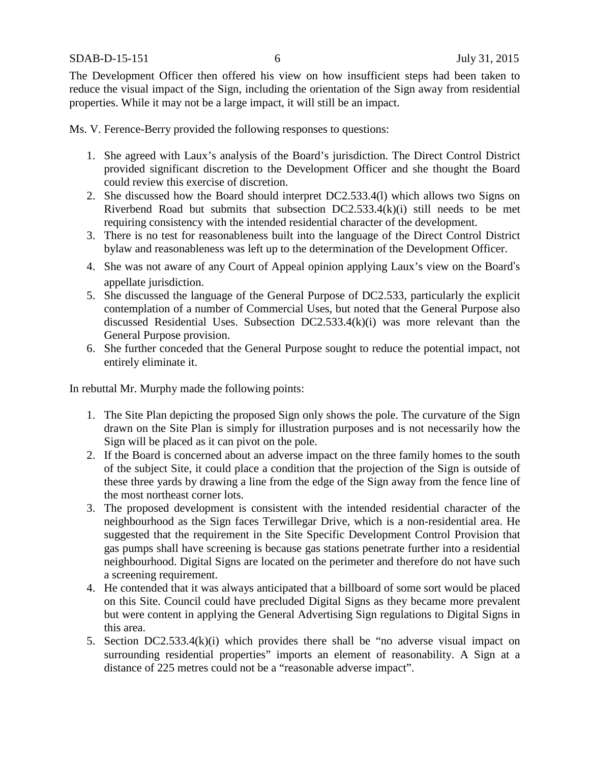The Development Officer then offered his view on how insufficient steps had been taken to reduce the visual impact of the Sign, including the orientation of the Sign away from residential properties. While it may not be a large impact, it will still be an impact.

Ms. V. Ference-Berry provided the following responses to questions:

1. She agreed with Laux's analysis of the Board's jurisdiction. The Direct Control District provided significant discretion to the Development Officer and she thought the Board could review this exercise of discretion.
2. She discussed how the Board should interpret DC2.533.4(l) which allows two Signs on Riverbend Road but submits that subsection DC2.533.4(k)(i) still needs to be met requiring consistency with the intended residential character of the development.
3. There is no test for reasonableness built into the language of the Direct Control District bylaw and reasonableness was left up to the determination of the Development Officer.
4. She was not aware of any Court of Appeal opinion applying Laux's view on the Board's appellate jurisdiction.
5. She discussed the language of the General Purpose of DC2.533, particularly the explicit contemplation of a number of Commercial Uses, but noted that the General Purpose also discussed Residential Uses. Subsection DC2.533.4(k)(i) was more relevant than the General Purpose provision.
6. She further conceded that the General Purpose sought to reduce the potential impact, not entirely eliminate it.

In rebuttal Mr. Murphy made the following points:

1. The Site Plan depicting the proposed Sign only shows the pole. The curvature of the Sign drawn on the Site Plan is simply for illustration purposes and is not necessarily how the Sign will be placed as it can pivot on the pole.
2. If the Board is concerned about an adverse impact on the three family homes to the south of the subject Site, it could place a condition that the projection of the Sign is outside of these three yards by drawing a line from the edge of the Sign away from the fence line of the most northeast corner lots.
3. The proposed development is consistent with the intended residential character of the neighbourhood as the Sign faces Terwillegar Drive, which is a non-residential area. He suggested that the requirement in the Site Specific Development Control Provision that gas pumps shall have screening is because gas stations penetrate further into a residential neighbourhood. Digital Signs are located on the perimeter and therefore do not have such a screening requirement.
4. He contended that it was always anticipated that a billboard of some sort would be placed on this Site. Council could have precluded Digital Signs as they became more prevalent but were content in applying the General Advertising Sign regulations to Digital Signs in this area.
5. Section DC2.533.4(k)(i) which provides there shall be "no adverse visual impact on surrounding residential properties" imports an element of reasonability. A Sign at a distance of 225 metres could not be a "reasonable adverse impact".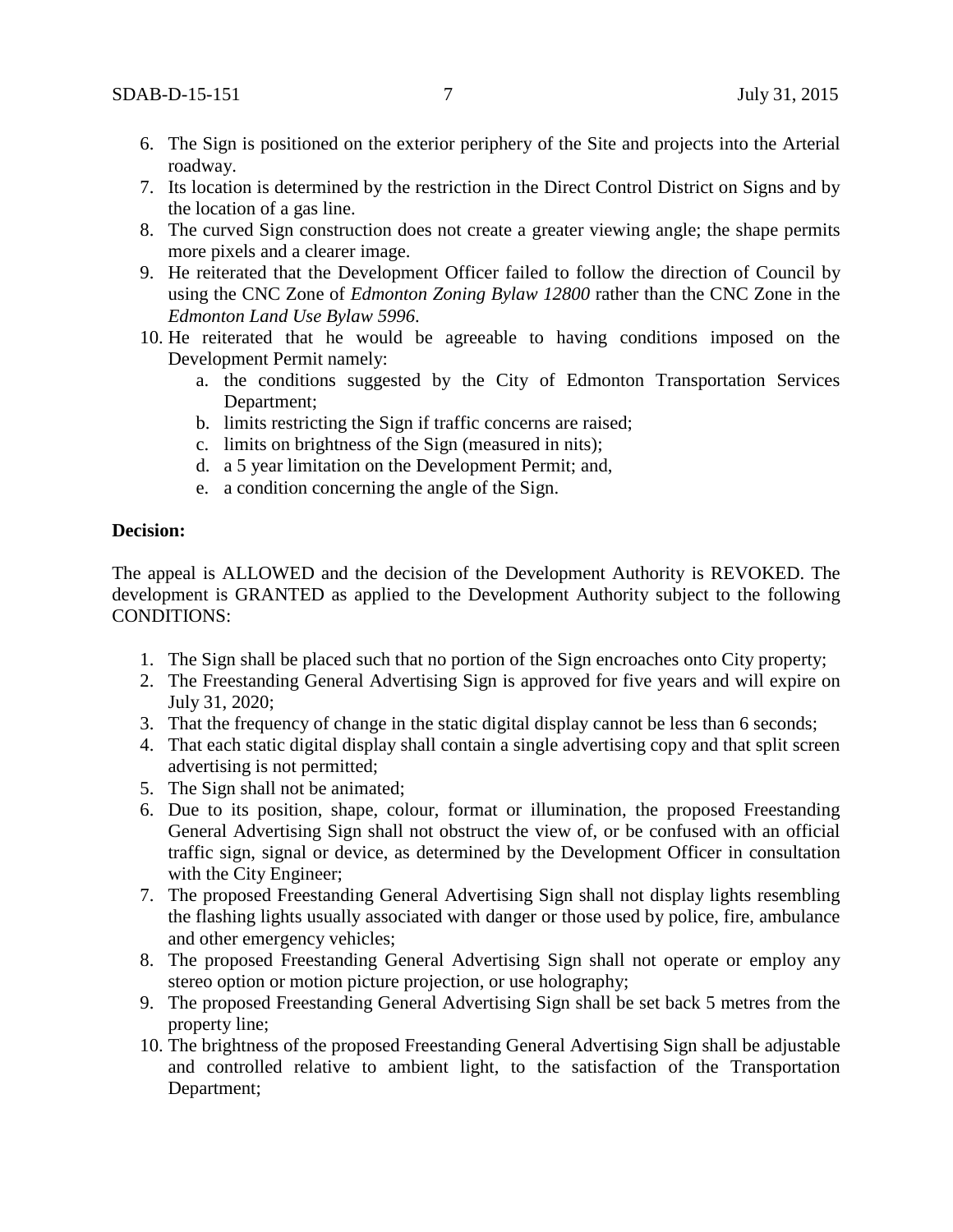6. The Sign is positioned on the exterior periphery of the Site and projects into the Arterial roadway.
7. Its location is determined by the restriction in the Direct Control District on Signs and by the location of a gas line.
8. The curved Sign construction does not create a greater viewing angle; the shape permits more pixels and a clearer image.
9. He reiterated that the Development Officer failed to follow the direction of Council by using the CNC Zone of *Edmonton Zoning Bylaw 12800* rather than the CNC Zone in the *Edmonton Land Use Bylaw 5996*.
10. He reiterated that he would be agreeable to having conditions imposed on the Development Permit namely:
    a. the conditions suggested by the City of Edmonton Transportation Services Department;
    b. limits restricting the Sign if traffic concerns are raised;
    c. limits on brightness of the Sign (measured in nits);
    d. a 5 year limitation on the Development Permit; and,
    e. a condition concerning the angle of the Sign.

**Decision:**

The appeal is ALLOWED and the decision of the Development Authority is REVOKED. The development is GRANTED as applied to the Development Authority subject to the following CONDITIONS:

1. The Sign shall be placed such that no portion of the Sign encroaches onto City property;
2. The Freestanding General Advertising Sign is approved for five years and will expire on July 31, 2020;
3. That the frequency of change in the static digital display cannot be less than 6 seconds;
4. That each static digital display shall contain a single advertising copy and that split screen advertising is not permitted;
5. The Sign shall not be animated;
6. Due to its position, shape, colour, format or illumination, the proposed Freestanding General Advertising Sign shall not obstruct the view of, or be confused with an official traffic sign, signal or device, as determined by the Development Officer in consultation with the City Engineer;
7. The proposed Freestanding General Advertising Sign shall not display lights resembling the flashing lights usually associated with danger or those used by police, fire, ambulance and other emergency vehicles;
8. The proposed Freestanding General Advertising Sign shall not operate or employ any stereo option or motion picture projection, or use holography;
9. The proposed Freestanding General Advertising Sign shall be set back 5 metres from the property line;
10. The brightness of the proposed Freestanding General Advertising Sign shall be adjustable and controlled relative to ambient light, to the satisfaction of the Transportation Department;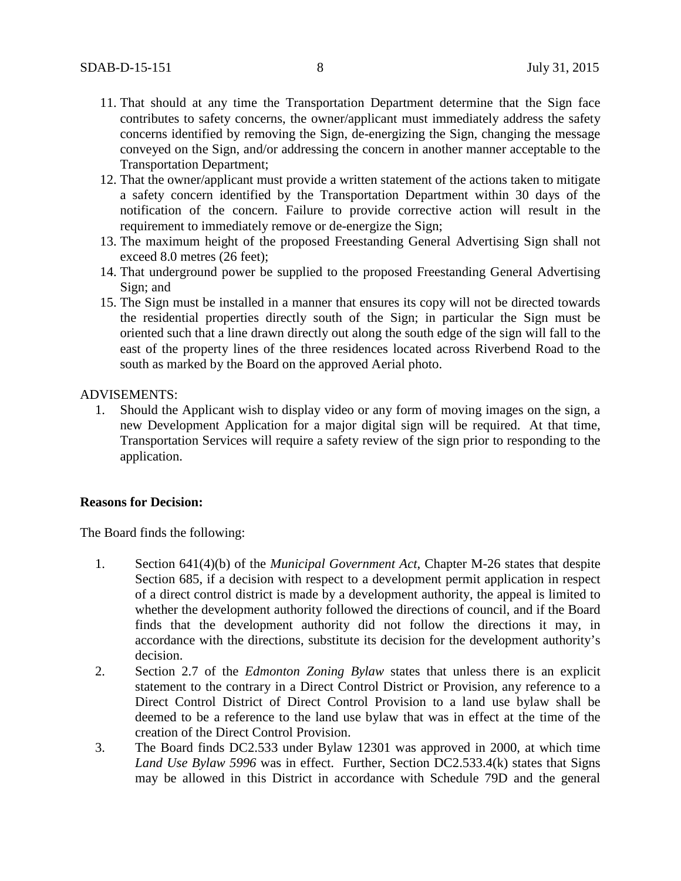11. That should at any time the Transportation Department determine that the Sign face contributes to safety concerns, the owner/applicant must immediately address the safety concerns identified by removing the Sign, de-energizing the Sign, changing the message conveyed on the Sign, and/or addressing the concern in another manner acceptable to the Transportation Department;
12. That the owner/applicant must provide a written statement of the actions taken to mitigate a safety concern identified by the Transportation Department within 30 days of the notification of the concern. Failure to provide corrective action will result in the requirement to immediately remove or de-energize the Sign;
13. The maximum height of the proposed Freestanding General Advertising Sign shall not exceed 8.0 metres (26 feet);
14. That underground power be supplied to the proposed Freestanding General Advertising Sign; and
15. The Sign must be installed in a manner that ensures its copy will not be directed towards the residential properties directly south of the Sign; in particular the Sign must be oriented such that a line drawn directly out along the south edge of the sign will fall to the east of the property lines of the three residences located across Riverbend Road to the south as marked by the Board on the approved Aerial photo.

ADVISEMENTS:

1. Should the Applicant wish to display video or any form of moving images on the sign, a new Development Application for a major digital sign will be required. At that time, Transportation Services will require a safety review of the sign prior to responding to the application.

**Reasons for Decision:**

The Board finds the following:

1. Section 641(4)(b) of the *Municipal Government Act*, Chapter M-26 states that despite Section 685, if a decision with respect to a development permit application in respect of a direct control district is made by a development authority, the appeal is limited to whether the development authority followed the directions of council, and if the Board finds that the development authority did not follow the directions it may, in accordance with the directions, substitute its decision for the development authority's decision.
2. Section 2.7 of the *Edmonton Zoning Bylaw* states that unless there is an explicit statement to the contrary in a Direct Control District or Provision, any reference to a Direct Control District of Direct Control Provision to a land use bylaw shall be deemed to be a reference to the land use bylaw that was in effect at the time of the creation of the Direct Control Provision.
3. The Board finds DC2.533 under Bylaw 12301 was approved in 2000, at which time *Land Use Bylaw 5996* was in effect. Further, Section DC2.533.4(k) states that Signs may be allowed in this District in accordance with Schedule 79D and the general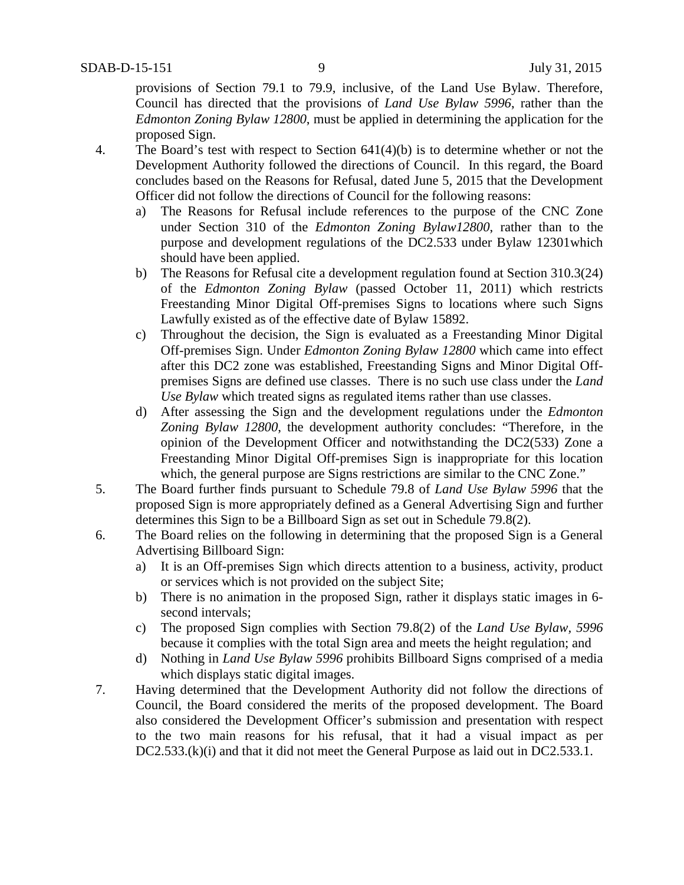provisions of Section 79.1 to 79.9, inclusive, of the Land Use Bylaw. Therefore, Council has directed that the provisions of *Land Use Bylaw 5996*, rather than the *Edmonton Zoning Bylaw 12800*, must be applied in determining the application for the proposed Sign.

4. The Board's test with respect to Section 641(4)(b) is to determine whether or not the Development Authority followed the directions of Council. In this regard, the Board concludes based on the Reasons for Refusal, dated June 5, 2015 that the Development Officer did not follow the directions of Council for the following reasons:
   a) The Reasons for Refusal include references to the purpose of the CNC Zone under Section 310 of the *Edmonton Zoning Bylaw12800*, rather than to the purpose and development regulations of the DC2.533 under Bylaw 12301which should have been applied.
   b) The Reasons for Refusal cite a development regulation found at Section 310.3(24) of the *Edmonton Zoning Bylaw* (passed October 11, 2011) which restricts Freestanding Minor Digital Off-premises Signs to locations where such Signs Lawfully existed as of the effective date of Bylaw 15892.
   c) Throughout the decision, the Sign is evaluated as a Freestanding Minor Digital Off-premises Sign. Under *Edmonton Zoning Bylaw 12800* which came into effect after this DC2 zone was established, Freestanding Signs and Minor Digital Off-premises Signs are defined use classes. There is no such use class under the *Land Use Bylaw* which treated signs as regulated items rather than use classes.
   d) After assessing the Sign and the development regulations under the *Edmonton Zoning Bylaw 12800*, the development authority concludes: "Therefore, in the opinion of the Development Officer and notwithstanding the DC2(533) Zone a Freestanding Minor Digital Off-premises Sign is inappropriate for this location which, the general purpose are Signs restrictions are similar to the CNC Zone."
5. The Board further finds pursuant to Schedule 79.8 of *Land Use Bylaw 5996* that the proposed Sign is more appropriately defined as a General Advertising Sign and further determines this Sign to be a Billboard Sign as set out in Schedule 79.8(2).
6. The Board relies on the following in determining that the proposed Sign is a General Advertising Billboard Sign:
   a) It is an Off-premises Sign which directs attention to a business, activity, product or services which is not provided on the subject Site;
   b) There is no animation in the proposed Sign, rather it displays static images in 6-second intervals;
   c) The proposed Sign complies with Section 79.8(2) of the *Land Use Bylaw, 5996* because it complies with the total Sign area and meets the height regulation; and
   d) Nothing in *Land Use Bylaw 5996* prohibits Billboard Signs comprised of a media which displays static digital images.
7. Having determined that the Development Authority did not follow the directions of Council, the Board considered the merits of the proposed development. The Board also considered the Development Officer's submission and presentation with respect to the two main reasons for his refusal, that it had a visual impact as per DC2.533.(k)(i) and that it did not meet the General Purpose as laid out in DC2.533.1.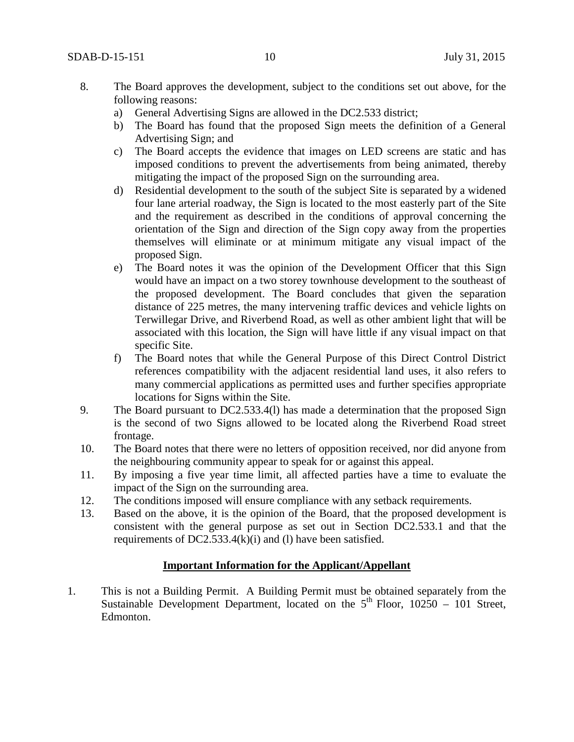8. The Board approves the development, subject to the conditions set out above, for the following reasons:
   a) General Advertising Signs are allowed in the DC2.533 district;
   b) The Board has found that the proposed Sign meets the definition of a General Advertising Sign; and
   c) The Board accepts the evidence that images on LED screens are static and has imposed conditions to prevent the advertisements from being animated, thereby mitigating the impact of the proposed Sign on the surrounding area.
   d) Residential development to the south of the subject Site is separated by a widened four lane arterial roadway, the Sign is located to the most easterly part of the Site and the requirement as described in the conditions of approval concerning the orientation of the Sign and direction of the Sign copy away from the properties themselves will eliminate or at minimum mitigate any visual impact of the proposed Sign.
   e) The Board notes it was the opinion of the Development Officer that this Sign would have an impact on a two storey townhouse development to the southeast of the proposed development. The Board concludes that given the separation distance of 225 metres, the many intervening traffic devices and vehicle lights on Terwillegar Drive, and Riverbend Road, as well as other ambient light that will be associated with this location, the Sign will have little if any visual impact on that specific Site.
   f) The Board notes that while the General Purpose of this Direct Control District references compatibility with the adjacent residential land uses, it also refers to many commercial applications as permitted uses and further specifies appropriate locations for Signs within the Site.
9. The Board pursuant to DC2.533.4(l) has made a determination that the proposed Sign is the second of two Signs allowed to be located along the Riverbend Road street frontage.
10. The Board notes that there were no letters of opposition received, nor did anyone from the neighbouring community appear to speak for or against this appeal.
11. By imposing a five year time limit, all affected parties have a time to evaluate the impact of the Sign on the surrounding area.
12. The conditions imposed will ensure compliance with any setback requirements.
13. Based on the above, it is the opinion of the Board, that the proposed development is consistent with the general purpose as set out in Section DC2.533.1 and that the requirements of DC2.533.4(k)(i) and (l) have been satisfied.

**Important Information for the Applicant/Appellant**

1. This is not a Building Permit. A Building Permit must be obtained separately from the Sustainable Development Department, located on the 5th Floor, 10250 – 101 Street, Edmonton.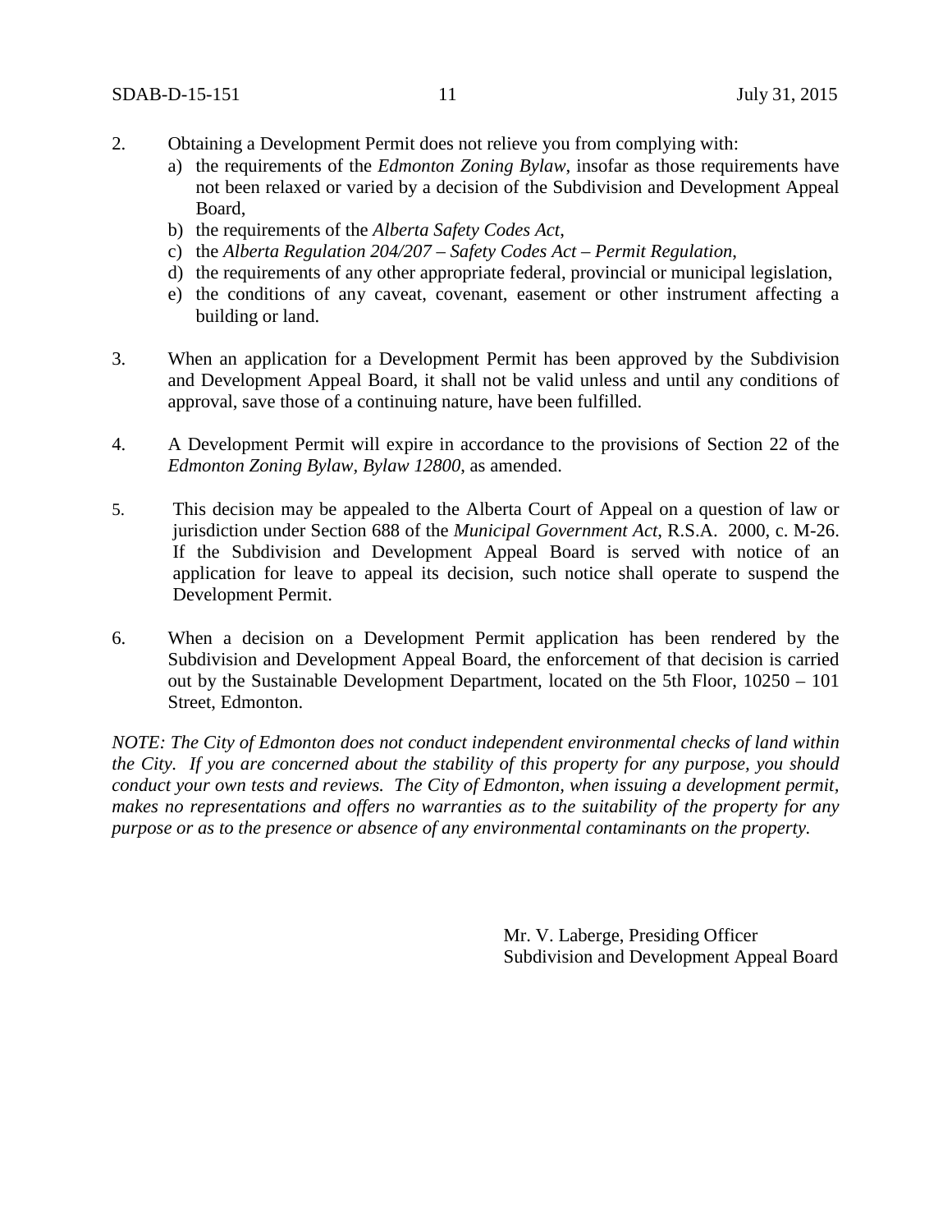2. Obtaining a Development Permit does not relieve you from complying with:
   a) the requirements of the *Edmonton Zoning Bylaw*, insofar as those requirements have not been relaxed or varied by a decision of the Subdivision and Development Appeal Board,
   b) the requirements of the *Alberta Safety Codes Act*,
   c) the *Alberta Regulation 204/207 – Safety Codes Act – Permit Regulation*,
   d) the requirements of any other appropriate federal, provincial or municipal legislation,
   e) the conditions of any caveat, covenant, easement or other instrument affecting a building or land.

3. When an application for a Development Permit has been approved by the Subdivision and Development Appeal Board, it shall not be valid unless and until any conditions of approval, save those of a continuing nature, have been fulfilled.

4. A Development Permit will expire in accordance to the provisions of Section 22 of the *Edmonton Zoning Bylaw, Bylaw 12800*, as amended.

5. This decision may be appealed to the Alberta Court of Appeal on a question of law or jurisdiction under Section 688 of the *Municipal Government Act*, R.S.A. 2000, c. M-26. If the Subdivision and Development Appeal Board is served with notice of an application for leave to appeal its decision, such notice shall operate to suspend the Development Permit.

6. When a decision on a Development Permit application has been rendered by the Subdivision and Development Appeal Board, the enforcement of that decision is carried out by the Sustainable Development Department, located on the 5th Floor, 10250 – 101 Street, Edmonton.

*NOTE: The City of Edmonton does not conduct independent environmental checks of land within the City. If you are concerned about the stability of this property for any purpose, you should conduct your own tests and reviews. The City of Edmonton, when issuing a development permit, makes no representations and offers no warranties as to the suitability of the property for any purpose or as to the presence or absence of any environmental contaminants on the property.*

Mr. V. Laberge, Presiding Officer
Subdivision and Development Appeal Board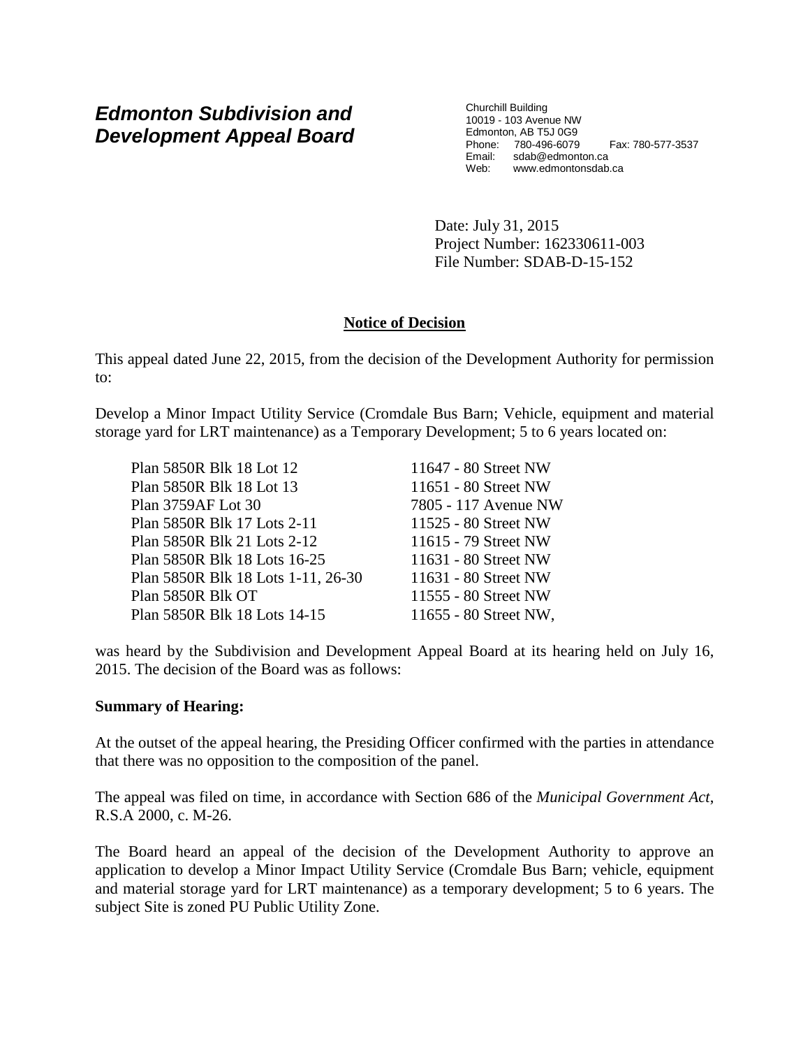# *Edmonton Subdivision and Development Appeal Board*

Churchill Building
10019 - 103 Avenue NW
Edmonton, AB T5J 0G9
Phone: 780-496-6079 Fax: 780-577-3537
Email: sdab@edmonton.ca
Web: www.edmontonsdab.ca

Date: July 31, 2015
Project Number: 162330611-003
File Number: SDAB-D-15-152

## Notice of Decision

This appeal dated June 22, 2015, from the decision of the Development Authority for permission to:

Develop a Minor Impact Utility Service (Cromdale Bus Barn; Vehicle, equipment and material storage yard for LRT maintenance) as a Temporary Development; 5 to 6 years located on:

| | |
|---|---|
| Plan 5850R Blk 18 Lot 12 | 11647 - 80 Street NW |
| Plan 5850R Blk 18 Lot 13 | 11651 - 80 Street NW |
| Plan 3759AF Lot 30 | 7805 - 117 Avenue NW |
| Plan 5850R Blk 17 Lots 2-11 | 11525 - 80 Street NW |
| Plan 5850R Blk 21 Lots 2-12 | 11615 - 79 Street NW |
| Plan 5850R Blk 18 Lots 16-25 | 11631 - 80 Street NW |
| Plan 5850R Blk 18 Lots 1-11, 26-30 | 11631 - 80 Street NW |
| Plan 5850R Blk OT | 11555 - 80 Street NW |
| Plan 5850R Blk 18 Lots 14-15 | 11655 - 80 Street NW, |

was heard by the Subdivision and Development Appeal Board at its hearing held on July 16, 2015. The decision of the Board was as follows:

**Summary of Hearing:**

At the outset of the appeal hearing, the Presiding Officer confirmed with the parties in attendance that there was no opposition to the composition of the panel.

The appeal was filed on time, in accordance with Section 686 of the *Municipal Government Act*, R.S.A 2000, c. M-26.

The Board heard an appeal of the decision of the Development Authority to approve an application to develop a Minor Impact Utility Service (Cromdale Bus Barn; vehicle, equipment and material storage yard for LRT maintenance) as a temporary development; 5 to 6 years. The subject Site is zoned PU Public Utility Zone.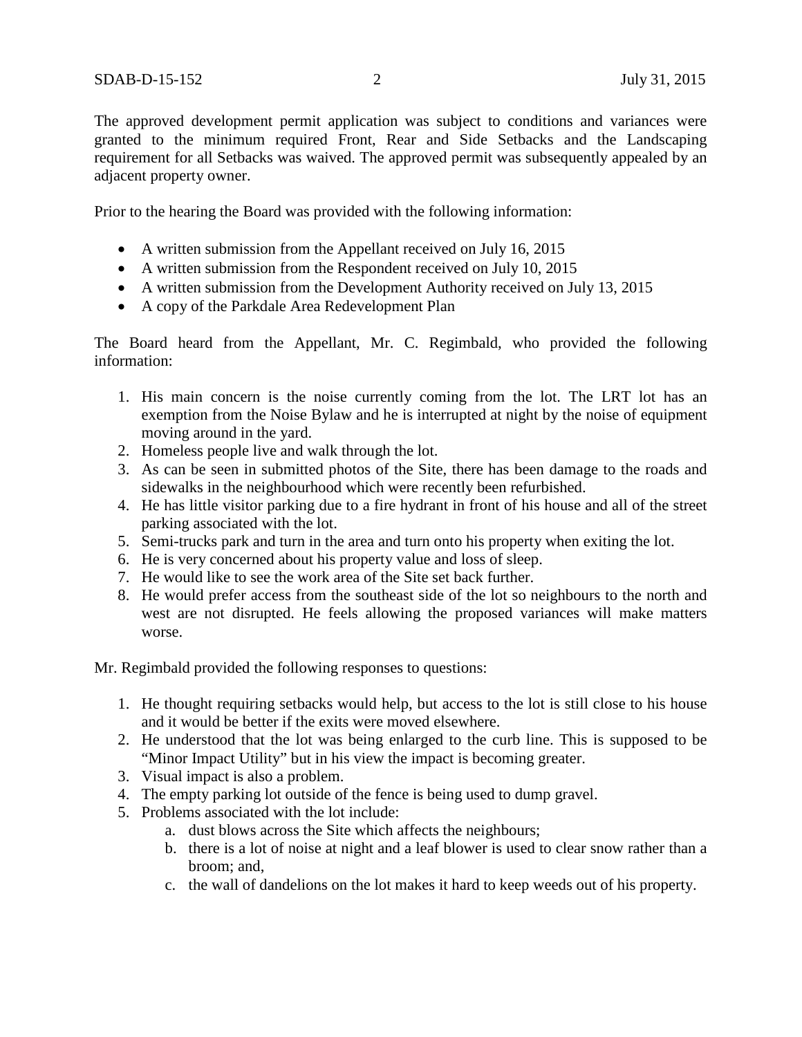The approved development permit application was subject to conditions and variances were granted to the minimum required Front, Rear and Side Setbacks and the Landscaping requirement for all Setbacks was waived. The approved permit was subsequently appealed by an adjacent property owner.

Prior to the hearing the Board was provided with the following information:

- A written submission from the Appellant received on July 16, 2015
- A written submission from the Respondent received on July 10, 2015
- A written submission from the Development Authority received on July 13, 2015
- A copy of the Parkdale Area Redevelopment Plan

The Board heard from the Appellant, Mr. C. Regimbald, who provided the following information:

1. His main concern is the noise currently coming from the lot. The LRT lot has an exemption from the Noise Bylaw and he is interrupted at night by the noise of equipment moving around in the yard.
2. Homeless people live and walk through the lot.
3. As can be seen in submitted photos of the Site, there has been damage to the roads and sidewalks in the neighbourhood which were recently been refurbished.
4. He has little visitor parking due to a fire hydrant in front of his house and all of the street parking associated with the lot.
5. Semi-trucks park and turn in the area and turn onto his property when exiting the lot.
6. He is very concerned about his property value and loss of sleep.
7. He would like to see the work area of the Site set back further.
8. He would prefer access from the southeast side of the lot so neighbours to the north and west are not disrupted. He feels allowing the proposed variances will make matters worse.

Mr. Regimbald provided the following responses to questions:

1. He thought requiring setbacks would help, but access to the lot is still close to his house and it would be better if the exits were moved elsewhere.
2. He understood that the lot was being enlarged to the curb line. This is supposed to be "Minor Impact Utility" but in his view the impact is becoming greater.
3. Visual impact is also a problem.
4. The empty parking lot outside of the fence is being used to dump gravel.
5. Problems associated with the lot include:
   a. dust blows across the Site which affects the neighbours;
   b. there is a lot of noise at night and a leaf blower is used to clear snow rather than a broom; and,
   c. the wall of dandelions on the lot makes it hard to keep weeds out of his property.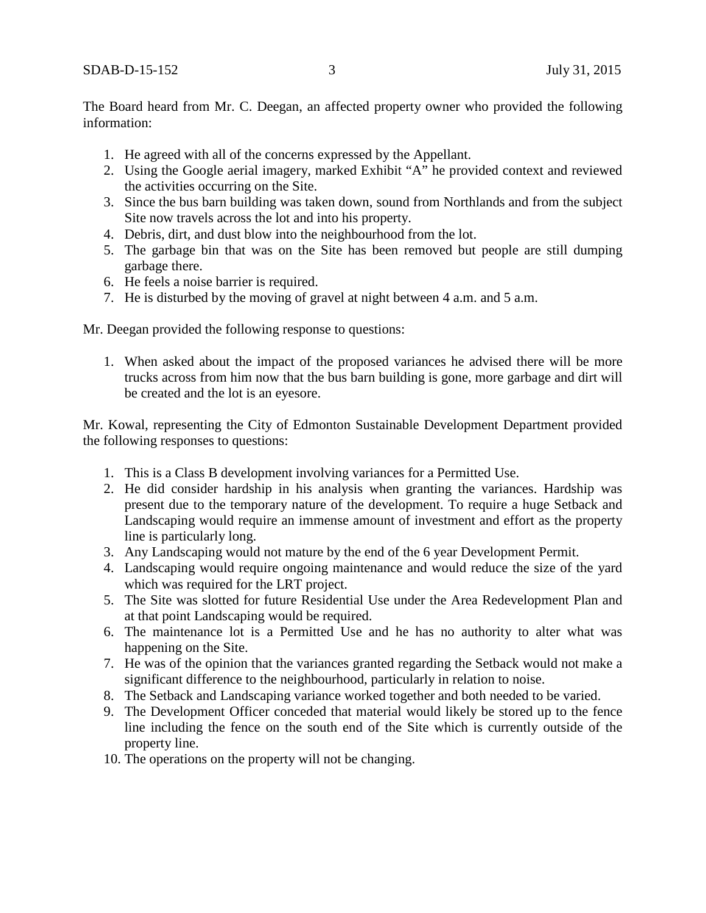The Board heard from Mr. C. Deegan, an affected property owner who provided the following information:

1. He agreed with all of the concerns expressed by the Appellant.
2. Using the Google aerial imagery, marked Exhibit "A" he provided context and reviewed the activities occurring on the Site.
3. Since the bus barn building was taken down, sound from Northlands and from the subject Site now travels across the lot and into his property.
4. Debris, dirt, and dust blow into the neighbourhood from the lot.
5. The garbage bin that was on the Site has been removed but people are still dumping garbage there.
6. He feels a noise barrier is required.
7. He is disturbed by the moving of gravel at night between 4 a.m. and 5 a.m.

Mr. Deegan provided the following response to questions:

1. When asked about the impact of the proposed variances he advised there will be more trucks across from him now that the bus barn building is gone, more garbage and dirt will be created and the lot is an eyesore.

Mr. Kowal, representing the City of Edmonton Sustainable Development Department provided the following responses to questions:

1. This is a Class B development involving variances for a Permitted Use.
2. He did consider hardship in his analysis when granting the variances. Hardship was present due to the temporary nature of the development. To require a huge Setback and Landscaping would require an immense amount of investment and effort as the property line is particularly long.
3. Any Landscaping would not mature by the end of the 6 year Development Permit.
4. Landscaping would require ongoing maintenance and would reduce the size of the yard which was required for the LRT project.
5. The Site was slotted for future Residential Use under the Area Redevelopment Plan and at that point Landscaping would be required.
6. The maintenance lot is a Permitted Use and he has no authority to alter what was happening on the Site.
7. He was of the opinion that the variances granted regarding the Setback would not make a significant difference to the neighbourhood, particularly in relation to noise.
8. The Setback and Landscaping variance worked together and both needed to be varied.
9. The Development Officer conceded that material would likely be stored up to the fence line including the fence on the south end of the Site which is currently outside of the property line.
10. The operations on the property will not be changing.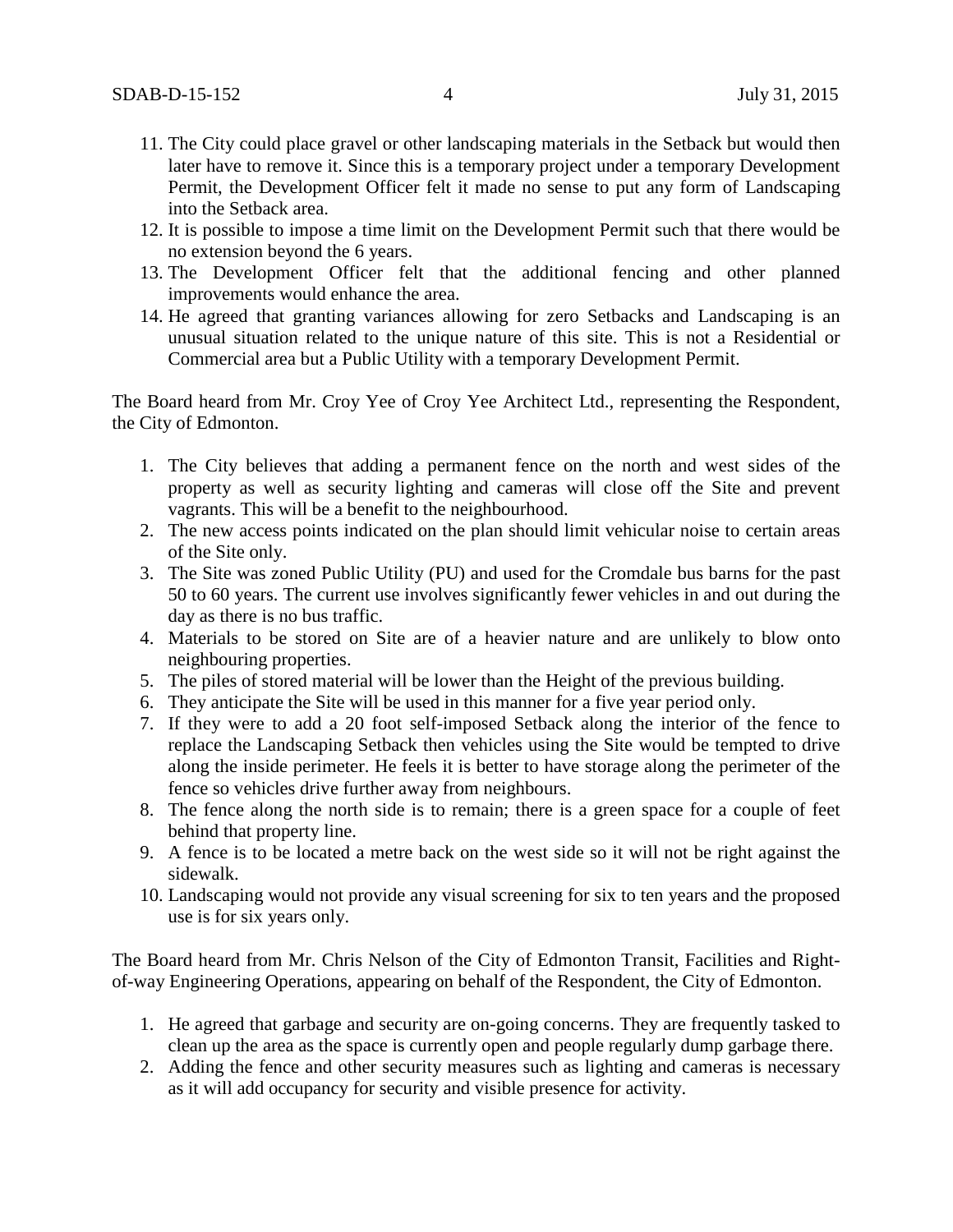11. The City could place gravel or other landscaping materials in the Setback but would then later have to remove it. Since this is a temporary project under a temporary Development Permit, the Development Officer felt it made no sense to put any form of Landscaping into the Setback area.
12. It is possible to impose a time limit on the Development Permit such that there would be no extension beyond the 6 years.
13. The Development Officer felt that the additional fencing and other planned improvements would enhance the area.
14. He agreed that granting variances allowing for zero Setbacks and Landscaping is an unusual situation related to the unique nature of this site. This is not a Residential or Commercial area but a Public Utility with a temporary Development Permit.

The Board heard from Mr. Croy Yee of Croy Yee Architect Ltd., representing the Respondent, the City of Edmonton.

1. The City believes that adding a permanent fence on the north and west sides of the property as well as security lighting and cameras will close off the Site and prevent vagrants. This will be a benefit to the neighbourhood.
2. The new access points indicated on the plan should limit vehicular noise to certain areas of the Site only.
3. The Site was zoned Public Utility (PU) and used for the Cromdale bus barns for the past 50 to 60 years. The current use involves significantly fewer vehicles in and out during the day as there is no bus traffic.
4. Materials to be stored on Site are of a heavier nature and are unlikely to blow onto neighbouring properties.
5. The piles of stored material will be lower than the Height of the previous building.
6. They anticipate the Site will be used in this manner for a five year period only.
7. If they were to add a 20 foot self-imposed Setback along the interior of the fence to replace the Landscaping Setback then vehicles using the Site would be tempted to drive along the inside perimeter. He feels it is better to have storage along the perimeter of the fence so vehicles drive further away from neighbours.
8. The fence along the north side is to remain; there is a green space for a couple of feet behind that property line.
9. A fence is to be located a metre back on the west side so it will not be right against the sidewalk.
10. Landscaping would not provide any visual screening for six to ten years and the proposed use is for six years only.

The Board heard from Mr. Chris Nelson of the City of Edmonton Transit, Facilities and Right-of-way Engineering Operations, appearing on behalf of the Respondent, the City of Edmonton.

1. He agreed that garbage and security are on-going concerns. They are frequently tasked to clean up the area as the space is currently open and people regularly dump garbage there.
2. Adding the fence and other security measures such as lighting and cameras is necessary as it will add occupancy for security and visible presence for activity.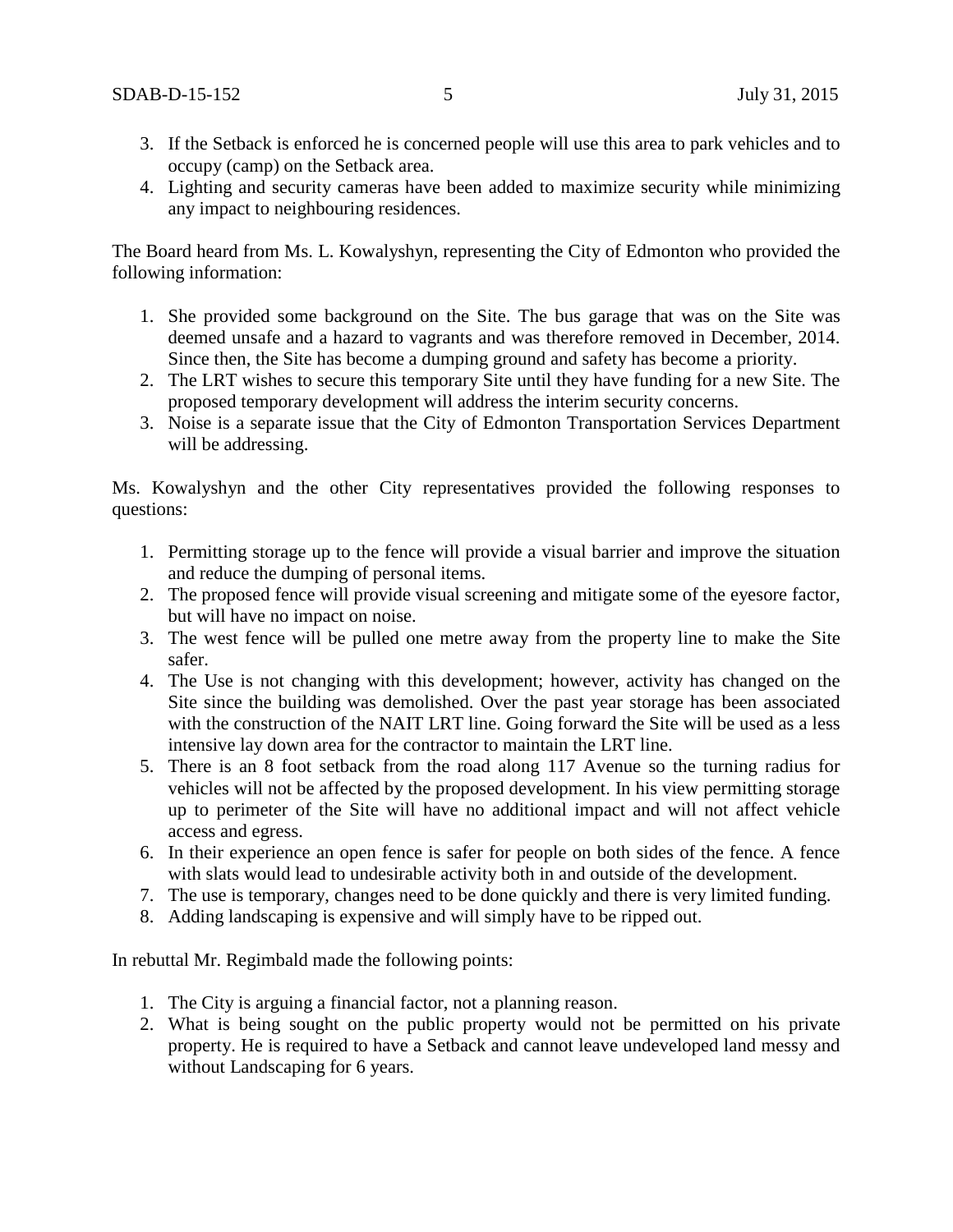3. If the Setback is enforced he is concerned people will use this area to park vehicles and to occupy (camp) on the Setback area.
4. Lighting and security cameras have been added to maximize security while minimizing any impact to neighbouring residences.

The Board heard from Ms. L. Kowalyshyn, representing the City of Edmonton who provided the following information:

1. She provided some background on the Site. The bus garage that was on the Site was deemed unsafe and a hazard to vagrants and was therefore removed in December, 2014. Since then, the Site has become a dumping ground and safety has become a priority.
2. The LRT wishes to secure this temporary Site until they have funding for a new Site. The proposed temporary development will address the interim security concerns.
3. Noise is a separate issue that the City of Edmonton Transportation Services Department will be addressing.

Ms. Kowalyshyn and the other City representatives provided the following responses to questions:

1. Permitting storage up to the fence will provide a visual barrier and improve the situation and reduce the dumping of personal items.
2. The proposed fence will provide visual screening and mitigate some of the eyesore factor, but will have no impact on noise.
3. The west fence will be pulled one metre away from the property line to make the Site safer.
4. The Use is not changing with this development; however, activity has changed on the Site since the building was demolished. Over the past year storage has been associated with the construction of the NAIT LRT line. Going forward the Site will be used as a less intensive lay down area for the contractor to maintain the LRT line.
5. There is an 8 foot setback from the road along 117 Avenue so the turning radius for vehicles will not be affected by the proposed development. In his view permitting storage up to perimeter of the Site will have no additional impact and will not affect vehicle access and egress.
6. In their experience an open fence is safer for people on both sides of the fence. A fence with slats would lead to undesirable activity both in and outside of the development.
7. The use is temporary, changes need to be done quickly and there is very limited funding.
8. Adding landscaping is expensive and will simply have to be ripped out.

In rebuttal Mr. Regimbald made the following points:

1. The City is arguing a financial factor, not a planning reason.
2. What is being sought on the public property would not be permitted on his private property. He is required to have a Setback and cannot leave undeveloped land messy and without Landscaping for 6 years.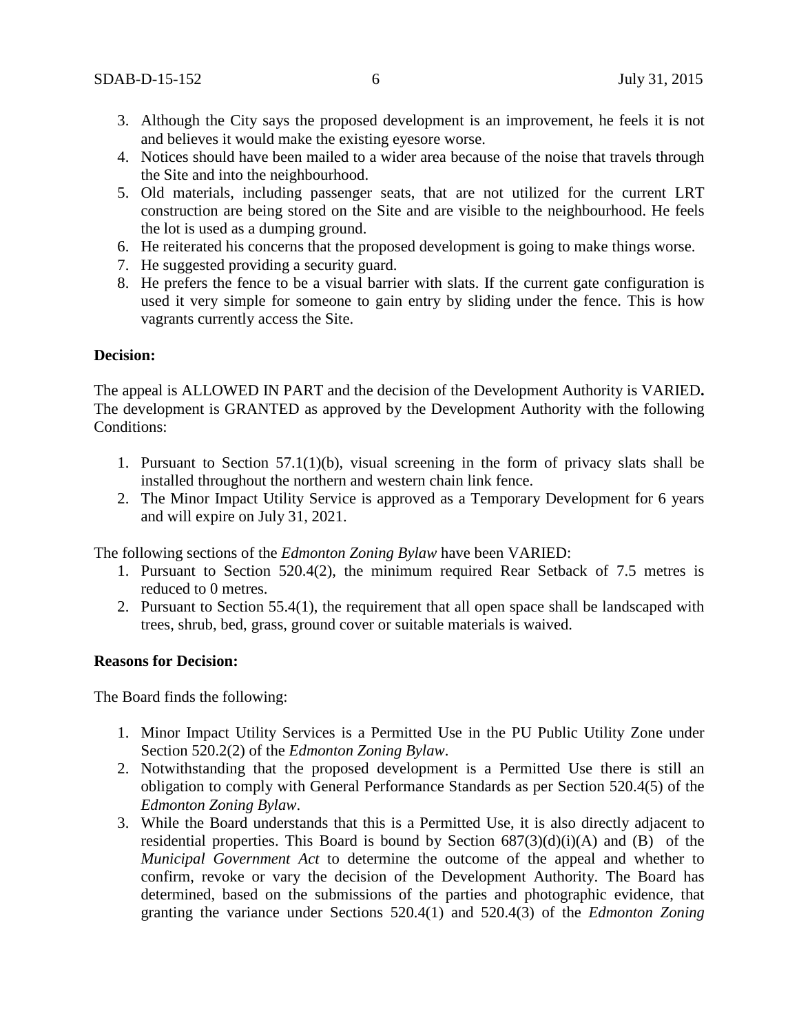3. Although the City says the proposed development is an improvement, he feels it is not and believes it would make the existing eyesore worse.
4. Notices should have been mailed to a wider area because of the noise that travels through the Site and into the neighbourhood.
5. Old materials, including passenger seats, that are not utilized for the current LRT construction are being stored on the Site and are visible to the neighbourhood. He feels the lot is used as a dumping ground.
6. He reiterated his concerns that the proposed development is going to make things worse.
7. He suggested providing a security guard.
8. He prefers the fence to be a visual barrier with slats. If the current gate configuration is used it very simple for someone to gain entry by sliding under the fence. This is how vagrants currently access the Site.

**Decision:**

The appeal is ALLOWED IN PART and the decision of the Development Authority is VARIED**.** The development is GRANTED as approved by the Development Authority with the following Conditions:

1. Pursuant to Section 57.1(1)(b), visual screening in the form of privacy slats shall be installed throughout the northern and western chain link fence.
2. The Minor Impact Utility Service is approved as a Temporary Development for 6 years and will expire on July 31, 2021.

The following sections of the *Edmonton Zoning Bylaw* have been VARIED:

1. Pursuant to Section 520.4(2), the minimum required Rear Setback of 7.5 metres is reduced to 0 metres.
2. Pursuant to Section 55.4(1), the requirement that all open space shall be landscaped with trees, shrub, bed, grass, ground cover or suitable materials is waived.

**Reasons for Decision:**

The Board finds the following:

1. Minor Impact Utility Services is a Permitted Use in the PU Public Utility Zone under Section 520.2(2) of the *Edmonton Zoning Bylaw*.
2. Notwithstanding that the proposed development is a Permitted Use there is still an obligation to comply with General Performance Standards as per Section 520.4(5) of the *Edmonton Zoning Bylaw*.
3. While the Board understands that this is a Permitted Use, it is also directly adjacent to residential properties. This Board is bound by Section 687(3)(d)(i)(A) and (B) of the *Municipal Government Act* to determine the outcome of the appeal and whether to confirm, revoke or vary the decision of the Development Authority. The Board has determined, based on the submissions of the parties and photographic evidence, that granting the variance under Sections 520.4(1) and 520.4(3) of the *Edmonton Zoning*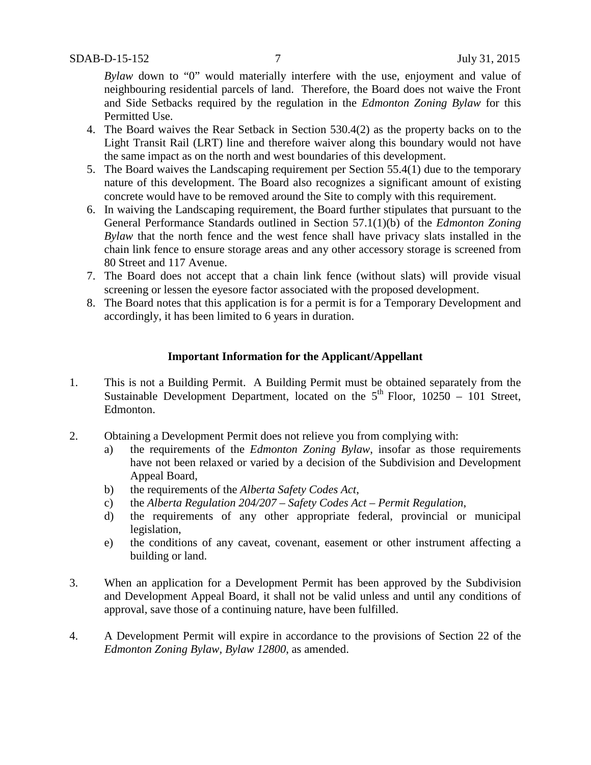*Bylaw* down to "0" would materially interfere with the use, enjoyment and value of neighbouring residential parcels of land. Therefore, the Board does not waive the Front and Side Setbacks required by the regulation in the *Edmonton Zoning Bylaw* for this Permitted Use.

4. The Board waives the Rear Setback in Section 530.4(2) as the property backs on to the Light Transit Rail (LRT) line and therefore waiver along this boundary would not have the same impact as on the north and west boundaries of this development.
5. The Board waives the Landscaping requirement per Section 55.4(1) due to the temporary nature of this development. The Board also recognizes a significant amount of existing concrete would have to be removed around the Site to comply with this requirement.
6. In waiving the Landscaping requirement, the Board further stipulates that pursuant to the General Performance Standards outlined in Section 57.1(1)(b) of the *Edmonton Zoning Bylaw* that the north fence and the west fence shall have privacy slats installed in the chain link fence to ensure storage areas and any other accessory storage is screened from 80 Street and 117 Avenue.
7. The Board does not accept that a chain link fence (without slats) will provide visual screening or lessen the eyesore factor associated with the proposed development.
8. The Board notes that this application is for a permit is for a Temporary Development and accordingly, it has been limited to 6 years in duration.

**Important Information for the Applicant/Appellant**

1. This is not a Building Permit. A Building Permit must be obtained separately from the Sustainable Development Department, located on the 5th Floor, 10250 – 101 Street, Edmonton.

2. Obtaining a Development Permit does not relieve you from complying with:
   a) the requirements of the *Edmonton Zoning Bylaw*, insofar as those requirements have not been relaxed or varied by a decision of the Subdivision and Development Appeal Board,
   b) the requirements of the *Alberta Safety Codes Act*,
   c) the *Alberta Regulation 204/207 – Safety Codes Act – Permit Regulation*,
   d) the requirements of any other appropriate federal, provincial or municipal legislation,
   e) the conditions of any caveat, covenant, easement or other instrument affecting a building or land.

3. When an application for a Development Permit has been approved by the Subdivision and Development Appeal Board, it shall not be valid unless and until any conditions of approval, save those of a continuing nature, have been fulfilled.

4. A Development Permit will expire in accordance to the provisions of Section 22 of the *Edmonton Zoning Bylaw, Bylaw 12800*, as amended.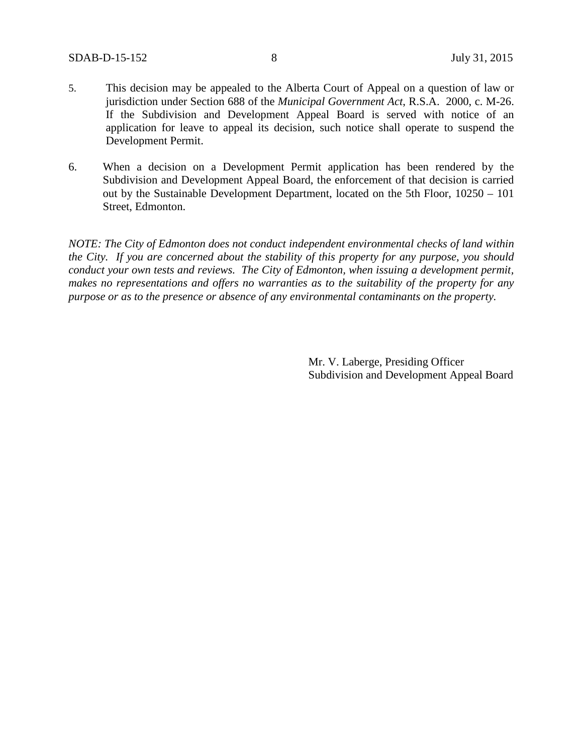5. This decision may be appealed to the Alberta Court of Appeal on a question of law or jurisdiction under Section 688 of the *Municipal Government Act*, R.S.A. 2000, c. M-26. If the Subdivision and Development Appeal Board is served with notice of an application for leave to appeal its decision, such notice shall operate to suspend the Development Permit.

6. When a decision on a Development Permit application has been rendered by the Subdivision and Development Appeal Board, the enforcement of that decision is carried out by the Sustainable Development Department, located on the 5th Floor, 10250 – 101 Street, Edmonton.

*NOTE: The City of Edmonton does not conduct independent environmental checks of land within the City. If you are concerned about the stability of this property for any purpose, you should conduct your own tests and reviews. The City of Edmonton, when issuing a development permit, makes no representations and offers no warranties as to the suitability of the property for any purpose or as to the presence or absence of any environmental contaminants on the property.*

Mr. V. Laberge, Presiding Officer
Subdivision and Development Appeal Board